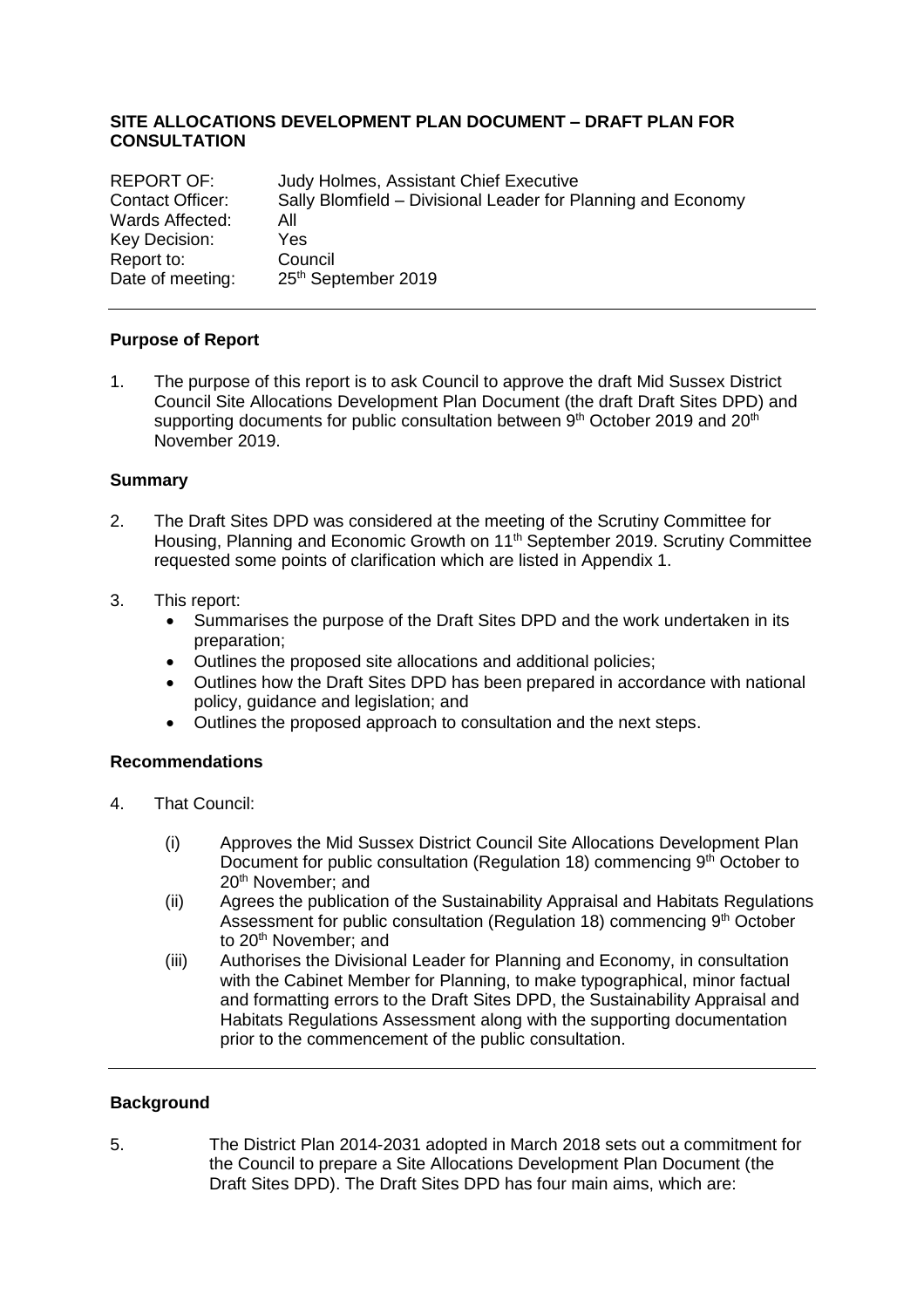## SITE ALLOCATIONS DEVELOPMENT PLAN DOCUMENT – DRAFT PLAN FOR CONSULTATION

| | |
|---|---|
| REPORT OF: | Judy Holmes, Assistant Chief Executive |
| Contact Officer: | Sally Blomfield – Divisional Leader for Planning and Economy |
| Wards Affected: | All |
| Key Decision: | Yes |
| Report to: | Council |
| Date of meeting: | 25th September 2019 |

### Purpose of Report

1. The purpose of this report is to ask Council to approve the draft Mid Sussex District Council Site Allocations Development Plan Document (the draft Draft Sites DPD) and supporting documents for public consultation between 9th October 2019 and 20th November 2019.

### Summary

2. The Draft Sites DPD was considered at the meeting of the Scrutiny Committee for Housing, Planning and Economic Growth on 11th September 2019. Scrutiny Committee requested some points of clarification which are listed in Appendix 1.

3. This report:
   - Summarises the purpose of the Draft Sites DPD and the work undertaken in its preparation;
   - Outlines the proposed site allocations and additional policies;
   - Outlines how the Draft Sites DPD has been prepared in accordance with national policy, guidance and legislation; and
   - Outlines the proposed approach to consultation and the next steps.

### Recommendations

4. That Council:

   (i) Approves the Mid Sussex District Council Site Allocations Development Plan Document for public consultation (Regulation 18) commencing 9th October to 20th November; and

   (ii) Agrees the publication of the Sustainability Appraisal and Habitats Regulations Assessment for public consultation (Regulation 18) commencing 9th October to 20th November; and

   (iii) Authorises the Divisional Leader for Planning and Economy, in consultation with the Cabinet Member for Planning, to make typographical, minor factual and formatting errors to the Draft Sites DPD, the Sustainability Appraisal and Habitats Regulations Assessment along with the supporting documentation prior to the commencement of the public consultation.

### Background

5. The District Plan 2014-2031 adopted in March 2018 sets out a commitment for the Council to prepare a Site Allocations Development Plan Document (the Draft Sites DPD). The Draft Sites DPD has four main aims, which are: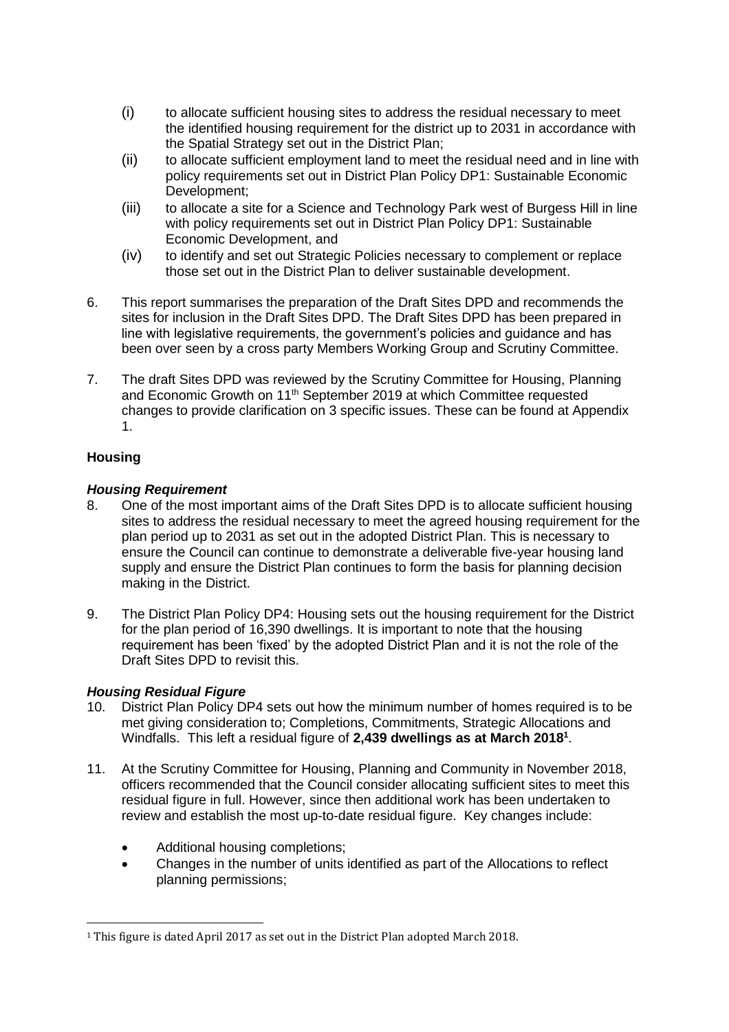(i) to allocate sufficient housing sites to address the residual necessary to meet the identified housing requirement for the district up to 2031 in accordance with the Spatial Strategy set out in the District Plan;

(ii) to allocate sufficient employment land to meet the residual need and in line with policy requirements set out in District Plan Policy DP1: Sustainable Economic Development;

(iii) to allocate a site for a Science and Technology Park west of Burgess Hill in line with policy requirements set out in District Plan Policy DP1: Sustainable Economic Development, and

(iv) to identify and set out Strategic Policies necessary to complement or replace those set out in the District Plan to deliver sustainable development.

6. This report summarises the preparation of the Draft Sites DPD and recommends the sites for inclusion in the Draft Sites DPD. The Draft Sites DPD has been prepared in line with legislative requirements, the government's policies and guidance and has been over seen by a cross party Members Working Group and Scrutiny Committee.

7. The draft Sites DPD was reviewed by the Scrutiny Committee for Housing, Planning and Economic Growth on 11th September 2019 at which Committee requested changes to provide clarification on 3 specific issues. These can be found at Appendix 1.

**Housing**

***Housing Requirement***

8. One of the most important aims of the Draft Sites DPD is to allocate sufficient housing sites to address the residual necessary to meet the agreed housing requirement for the plan period up to 2031 as set out in the adopted District Plan. This is necessary to ensure the Council can continue to demonstrate a deliverable five-year housing land supply and ensure the District Plan continues to form the basis for planning decision making in the District.

9. The District Plan Policy DP4: Housing sets out the housing requirement for the District for the plan period of 16,390 dwellings. It is important to note that the housing requirement has been 'fixed' by the adopted District Plan and it is not the role of the Draft Sites DPD to revisit this.

***Housing Residual Figure***

10. District Plan Policy DP4 sets out how the minimum number of homes required is to be met giving consideration to; Completions, Commitments, Strategic Allocations and Windfalls. This left a residual figure of **2,439 dwellings as at March 2018**[1].

11. At the Scrutiny Committee for Housing, Planning and Community in November 2018, officers recommended that the Council consider allocating sufficient sites to meet this residual figure in full. However, since then additional work has been undertaken to review and establish the most up-to-date residual figure. Key changes include:

- Additional housing completions;
- Changes in the number of units identified as part of the Allocations to reflect planning permissions;

[1] This figure is dated April 2017 as set out in the District Plan adopted March 2018.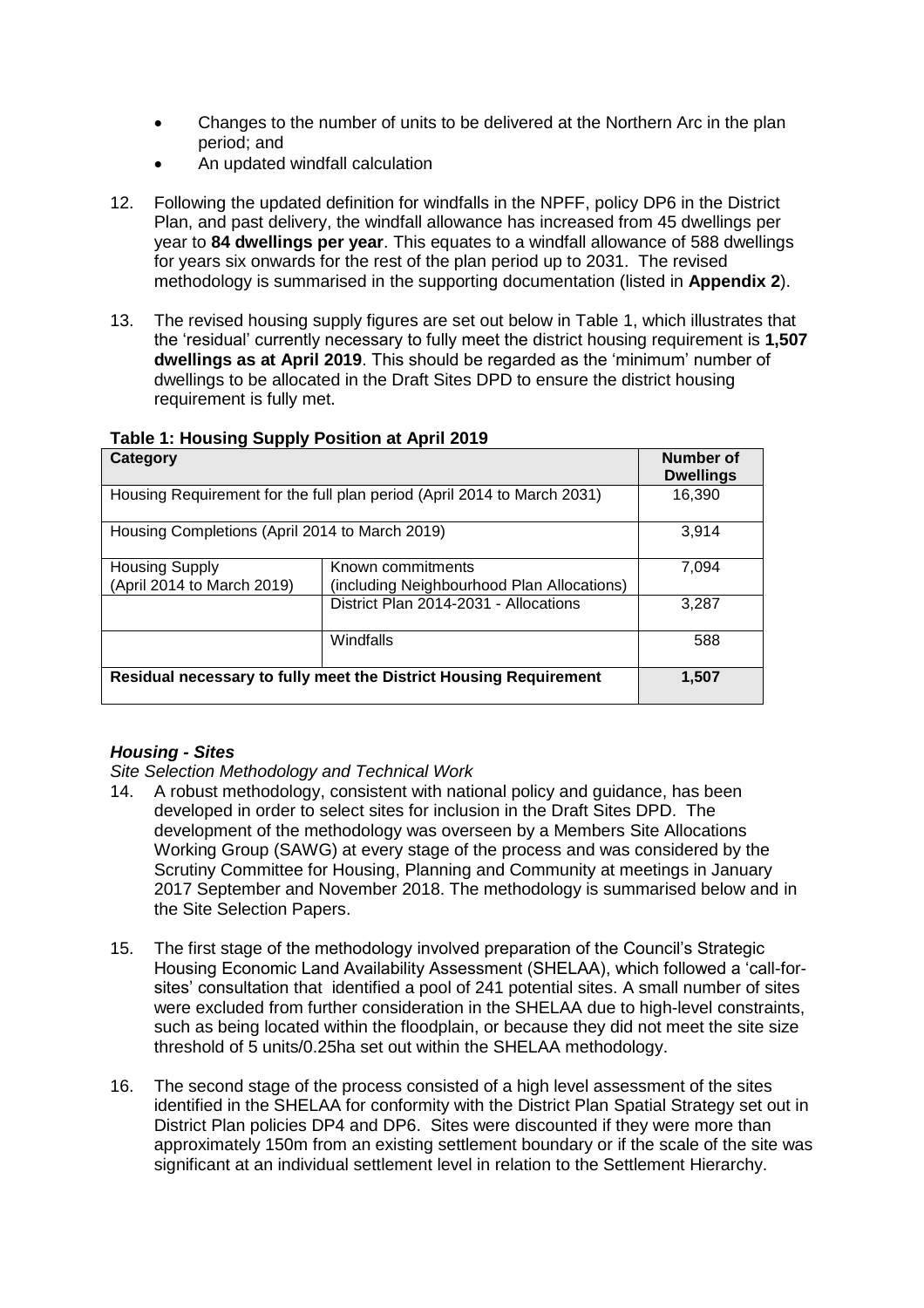- Changes to the number of units to be delivered at the Northern Arc in the plan period; and
- An updated windfall calculation

12. Following the updated definition for windfalls in the NPFF, policy DP6 in the District Plan, and past delivery, the windfall allowance has increased from 45 dwellings per year to **84 dwellings per year**. This equates to a windfall allowance of 588 dwellings for years six onwards for the rest of the plan period up to 2031. The revised methodology is summarised in the supporting documentation (listed in **Appendix 2**).

13. The revised housing supply figures are set out below in Table 1, which illustrates that the 'residual' currently necessary to fully meet the district housing requirement is **1,507 dwellings as at April 2019**. This should be regarded as the 'minimum' number of dwellings to be allocated in the Draft Sites DPD to ensure the district housing requirement is fully met.

**Table 1: Housing Supply Position at April 2019**

| Category | | Number of Dwellings |
|---|---|---|
| Housing Requirement for the full plan period (April 2014 to March 2031) | | 16,390 |
| Housing Completions (April 2014 to March 2019) | | 3,914 |
| Housing Supply (April 2014 to March 2019) | Known commitments (including Neighbourhood Plan Allocations) | 7,094 |
| | District Plan 2014-2031 - Allocations | 3,287 |
| | Windfalls | 588 |
| **Residual necessary to fully meet the District Housing Requirement** | | **1,507** |

### *Housing - Sites*

*Site Selection Methodology and Technical Work*

14. A robust methodology, consistent with national policy and guidance, has been developed in order to select sites for inclusion in the Draft Sites DPD. The development of the methodology was overseen by a Members Site Allocations Working Group (SAWG) at every stage of the process and was considered by the Scrutiny Committee for Housing, Planning and Community at meetings in January 2017 September and November 2018. The methodology is summarised below and in the Site Selection Papers.

15. The first stage of the methodology involved preparation of the Council's Strategic Housing Economic Land Availability Assessment (SHELAA), which followed a 'call-for-sites' consultation that identified a pool of 241 potential sites. A small number of sites were excluded from further consideration in the SHELAA due to high-level constraints, such as being located within the floodplain, or because they did not meet the site size threshold of 5 units/0.25ha set out within the SHELAA methodology.

16. The second stage of the process consisted of a high level assessment of the sites identified in the SHELAA for conformity with the District Plan Spatial Strategy set out in District Plan policies DP4 and DP6. Sites were discounted if they were more than approximately 150m from an existing settlement boundary or if the scale of the site was significant at an individual settlement level in relation to the Settlement Hierarchy.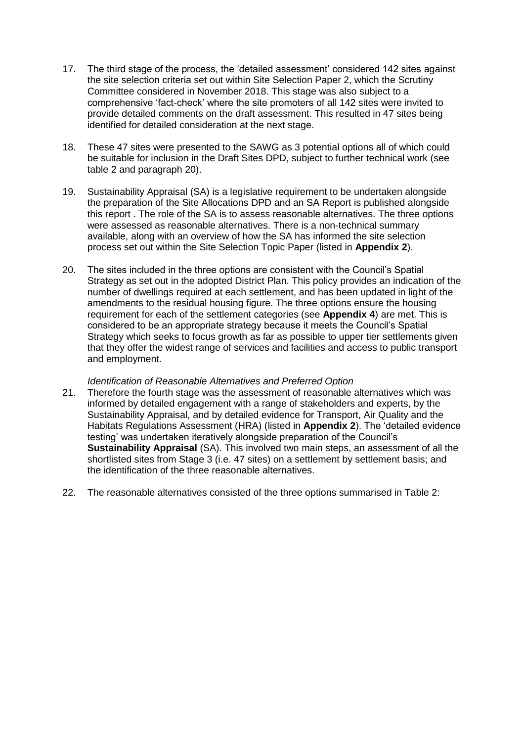17. The third stage of the process, the 'detailed assessment' considered 142 sites against the site selection criteria set out within Site Selection Paper 2, which the Scrutiny Committee considered in November 2018. This stage was also subject to a comprehensive 'fact-check' where the site promoters of all 142 sites were invited to provide detailed comments on the draft assessment. This resulted in 47 sites being identified for detailed consideration at the next stage.

18. These 47 sites were presented to the SAWG as 3 potential options all of which could be suitable for inclusion in the Draft Sites DPD, subject to further technical work (see table 2 and paragraph 20).

19. Sustainability Appraisal (SA) is a legislative requirement to be undertaken alongside the preparation of the Site Allocations DPD and an SA Report is published alongside this report . The role of the SA is to assess reasonable alternatives. The three options were assessed as reasonable alternatives. There is a non-technical summary available, along with an overview of how the SA has informed the site selection process set out within the Site Selection Topic Paper (listed in **Appendix 2**).

20. The sites included in the three options are consistent with the Council's Spatial Strategy as set out in the adopted District Plan. This policy provides an indication of the number of dwellings required at each settlement, and has been updated in light of the amendments to the residual housing figure. The three options ensure the housing requirement for each of the settlement categories (see **Appendix 4**) are met. This is considered to be an appropriate strategy because it meets the Council's Spatial Strategy which seeks to focus growth as far as possible to upper tier settlements given that they offer the widest range of services and facilities and access to public transport and employment.

*Identification of Reasonable Alternatives and Preferred Option*

21. Therefore the fourth stage was the assessment of reasonable alternatives which was informed by detailed engagement with a range of stakeholders and experts, by the Sustainability Appraisal, and by detailed evidence for Transport, Air Quality and the Habitats Regulations Assessment (HRA) (listed in **Appendix 2**). The 'detailed evidence testing' was undertaken iteratively alongside preparation of the Council's **Sustainability Appraisal** (SA). This involved two main steps, an assessment of all the shortlisted sites from Stage 3 (i.e. 47 sites) on a settlement by settlement basis; and the identification of the three reasonable alternatives.

22. The reasonable alternatives consisted of the three options summarised in Table 2: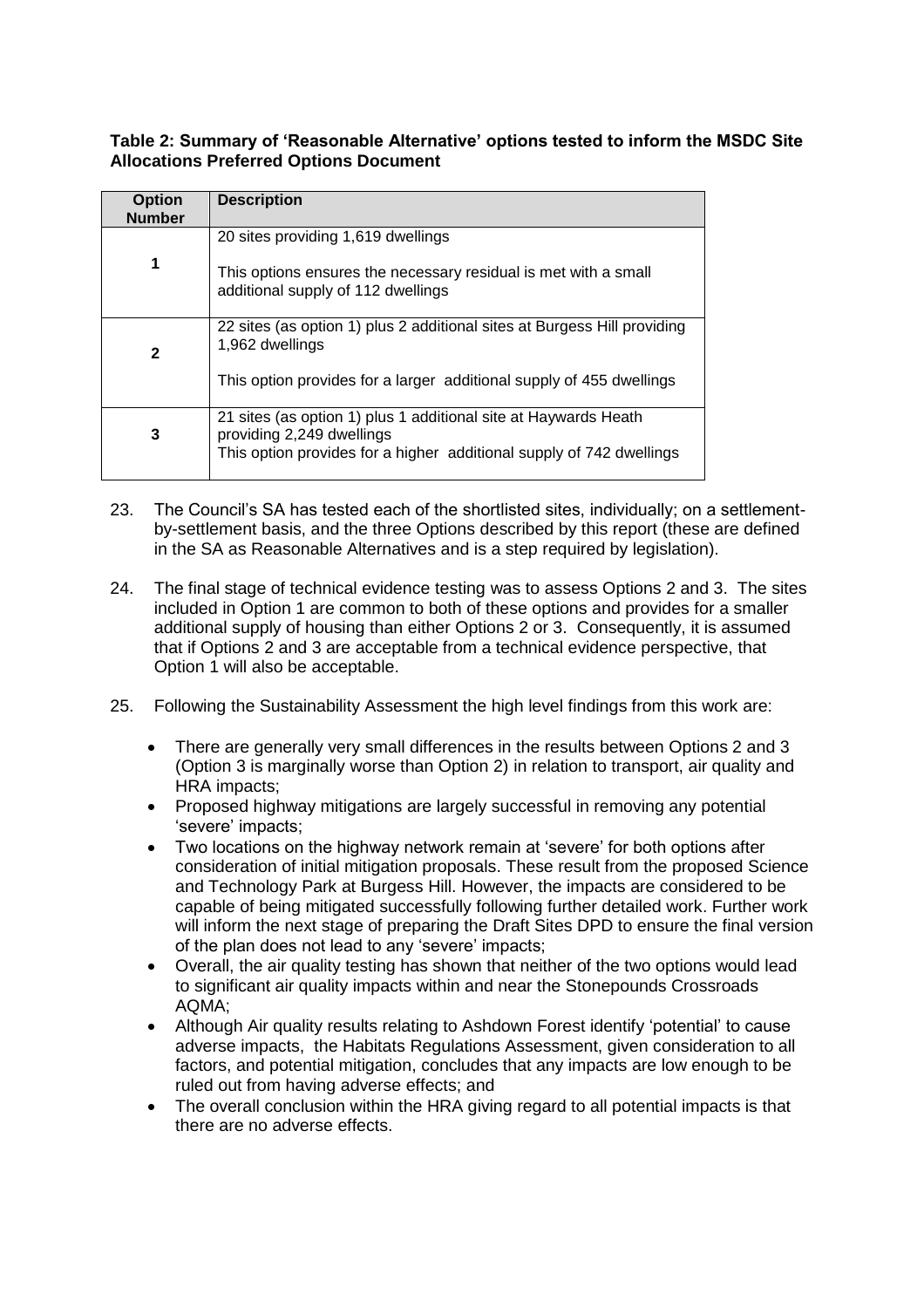**Table 2: Summary of 'Reasonable Alternative' options tested to inform the MSDC Site Allocations Preferred Options Document**

| Option Number | Description |
|---|---|
| 1 | 20 sites providing 1,619 dwellings<br><br>This options ensures the necessary residual is met with a small additional supply of 112 dwellings |
| 2 | 22 sites (as option 1) plus 2 additional sites at Burgess Hill providing 1,962 dwellings<br><br>This option provides for a larger additional supply of 455 dwellings |
| 3 | 21 sites (as option 1) plus 1 additional site at Haywards Heath providing 2,249 dwellings<br>This option provides for a higher additional supply of 742 dwellings |

23. The Council's SA has tested each of the shortlisted sites, individually; on a settlement-by-settlement basis, and the three Options described by this report (these are defined in the SA as Reasonable Alternatives and is a step required by legislation).

24. The final stage of technical evidence testing was to assess Options 2 and 3. The sites included in Option 1 are common to both of these options and provides for a smaller additional supply of housing than either Options 2 or 3. Consequently, it is assumed that if Options 2 and 3 are acceptable from a technical evidence perspective, that Option 1 will also be acceptable.

25. Following the Sustainability Assessment the high level findings from this work are:

- There are generally very small differences in the results between Options 2 and 3 (Option 3 is marginally worse than Option 2) in relation to transport, air quality and HRA impacts;
- Proposed highway mitigations are largely successful in removing any potential 'severe' impacts;
- Two locations on the highway network remain at 'severe' for both options after consideration of initial mitigation proposals. These result from the proposed Science and Technology Park at Burgess Hill. However, the impacts are considered to be capable of being mitigated successfully following further detailed work. Further work will inform the next stage of preparing the Draft Sites DPD to ensure the final version of the plan does not lead to any 'severe' impacts;
- Overall, the air quality testing has shown that neither of the two options would lead to significant air quality impacts within and near the Stonepounds Crossroads AQMA;
- Although Air quality results relating to Ashdown Forest identify 'potential' to cause adverse impacts, the Habitats Regulations Assessment, given consideration to all factors, and potential mitigation, concludes that any impacts are low enough to be ruled out from having adverse effects; and
- The overall conclusion within the HRA giving regard to all potential impacts is that there are no adverse effects.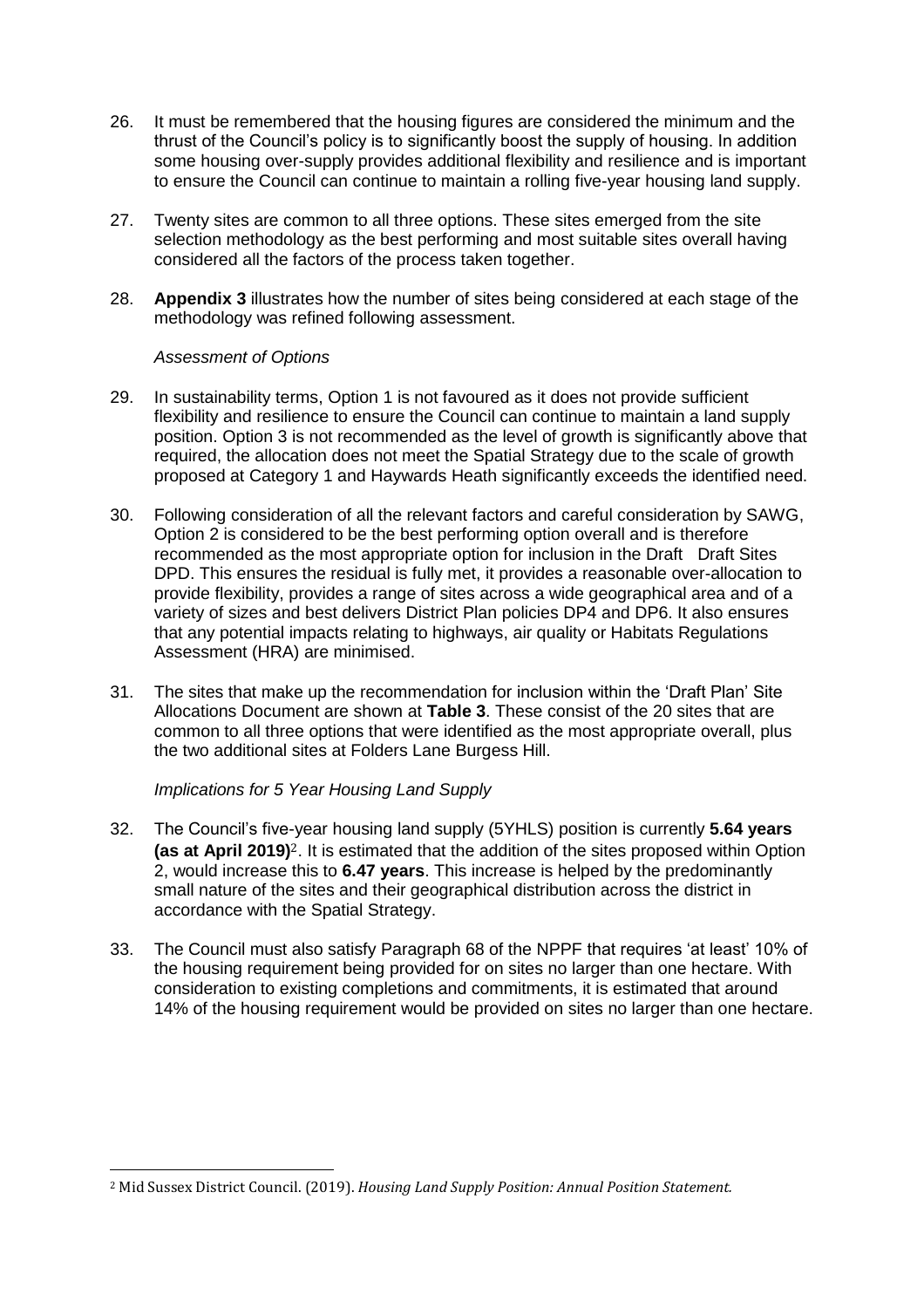26. It must be remembered that the housing figures are considered the minimum and the thrust of the Council's policy is to significantly boost the supply of housing. In addition some housing over-supply provides additional flexibility and resilience and is important to ensure the Council can continue to maintain a rolling five-year housing land supply.

27. Twenty sites are common to all three options. These sites emerged from the site selection methodology as the best performing and most suitable sites overall having considered all the factors of the process taken together.

28. **Appendix 3** illustrates how the number of sites being considered at each stage of the methodology was refined following assessment.

*Assessment of Options*

29. In sustainability terms, Option 1 is not favoured as it does not provide sufficient flexibility and resilience to ensure the Council can continue to maintain a land supply position. Option 3 is not recommended as the level of growth is significantly above that required, the allocation does not meet the Spatial Strategy due to the scale of growth proposed at Category 1 and Haywards Heath significantly exceeds the identified need.

30. Following consideration of all the relevant factors and careful consideration by SAWG, Option 2 is considered to be the best performing option overall and is therefore recommended as the most appropriate option for inclusion in the Draft Draft Sites DPD. This ensures the residual is fully met, it provides a reasonable over-allocation to provide flexibility, provides a range of sites across a wide geographical area and of a variety of sizes and best delivers District Plan policies DP4 and DP6. It also ensures that any potential impacts relating to highways, air quality or Habitats Regulations Assessment (HRA) are minimised.

31. The sites that make up the recommendation for inclusion within the 'Draft Plan' Site Allocations Document are shown at **Table 3**. These consist of the 20 sites that are common to all three options that were identified as the most appropriate overall, plus the two additional sites at Folders Lane Burgess Hill.

*Implications for 5 Year Housing Land Supply*

32. The Council's five-year housing land supply (5YHLS) position is currently **5.64 years (as at April 2019)**[2]. It is estimated that the addition of the sites proposed within Option 2, would increase this to **6.47 years**. This increase is helped by the predominantly small nature of the sites and their geographical distribution across the district in accordance with the Spatial Strategy.

33. The Council must also satisfy Paragraph 68 of the NPPF that requires 'at least' 10% of the housing requirement being provided for on sites no larger than one hectare. With consideration to existing completions and commitments, it is estimated that around 14% of the housing requirement would be provided on sites no larger than one hectare.

---

[2] Mid Sussex District Council. (2019). *Housing Land Supply Position: Annual Position Statement.*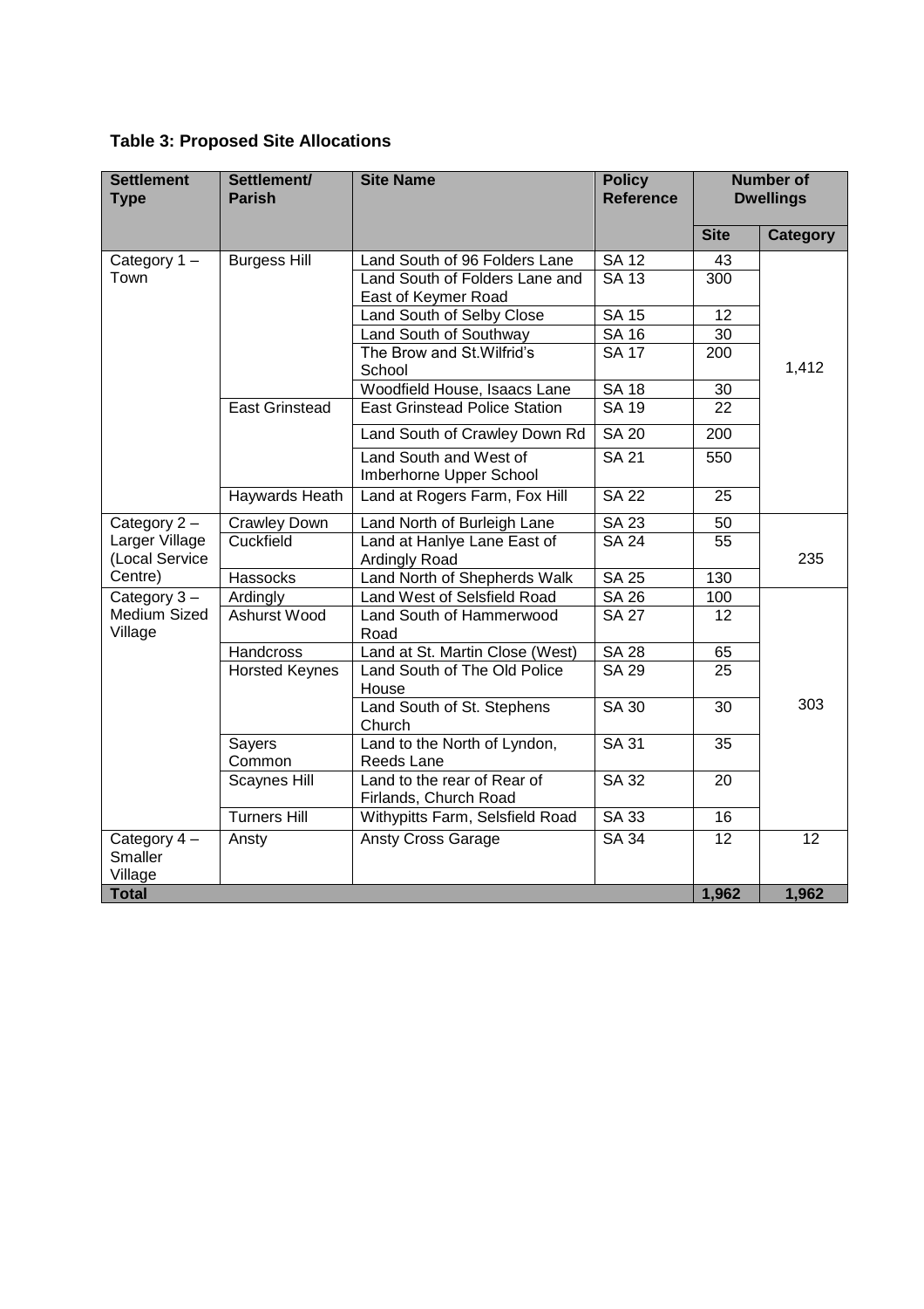**Table 3: Proposed Site Allocations**

| Settlement Type | Settlement/ Parish | Site Name | Policy Reference | Number of Dwellings | |
|---|---|---|---|---|---|
| | | | | Site | Category |
| Category 1 – Town | Burgess Hill | Land South of 96 Folders Lane | SA 12 | 43 | 1,412 |
| | | Land South of Folders Lane and East of Keymer Road | SA 13 | 300 | |
| | | Land South of Selby Close | SA 15 | 12 | |
| | | Land South of Southway | SA 16 | 30 | |
| | | The Brow and St.Wilfrid's School | SA 17 | 200 | |
| | | Woodfield House, Isaacs Lane | SA 18 | 30 | |
| | East Grinstead | East Grinstead Police Station | SA 19 | 22 | |
| | | Land South of Crawley Down Rd | SA 20 | 200 | |
| | | Land South and West of Imberhorne Upper School | SA 21 | 550 | |
| | Haywards Heath | Land at Rogers Farm, Fox Hill | SA 22 | 25 | |
| Category 2 – Larger Village (Local Service Centre) | Crawley Down | Land North of Burleigh Lane | SA 23 | 50 | 235 |
| | Cuckfield | Land at Hanlye Lane East of Ardingly Road | SA 24 | 55 | |
| | Hassocks | Land North of Shepherds Walk | SA 25 | 130 | |
| Category 3 – Medium Sized Village | Ardingly | Land West of Selsfield Road | SA 26 | 100 | 303 |
| | Ashurst Wood | Land South of Hammerwood Road | SA 27 | 12 | |
| | Handcross | Land at St. Martin Close (West) | SA 28 | 65 | |
| | Horsted Keynes | Land South of The Old Police House | SA 29 | 25 | |
| | | Land South of St. Stephens Church | SA 30 | 30 | |
| | Sayers Common | Land to the North of Lyndon, Reeds Lane | SA 31 | 35 | |
| | Scaynes Hill | Land to the rear of Rear of Firlands, Church Road | SA 32 | 20 | |
| | Turners Hill | Withypitts Farm, Selsfield Road | SA 33 | 16 | |
| Category 4 – Smaller Village | Ansty | Ansty Cross Garage | SA 34 | 12 | 12 |
| **Total** | | | | **1,962** | **1,962** |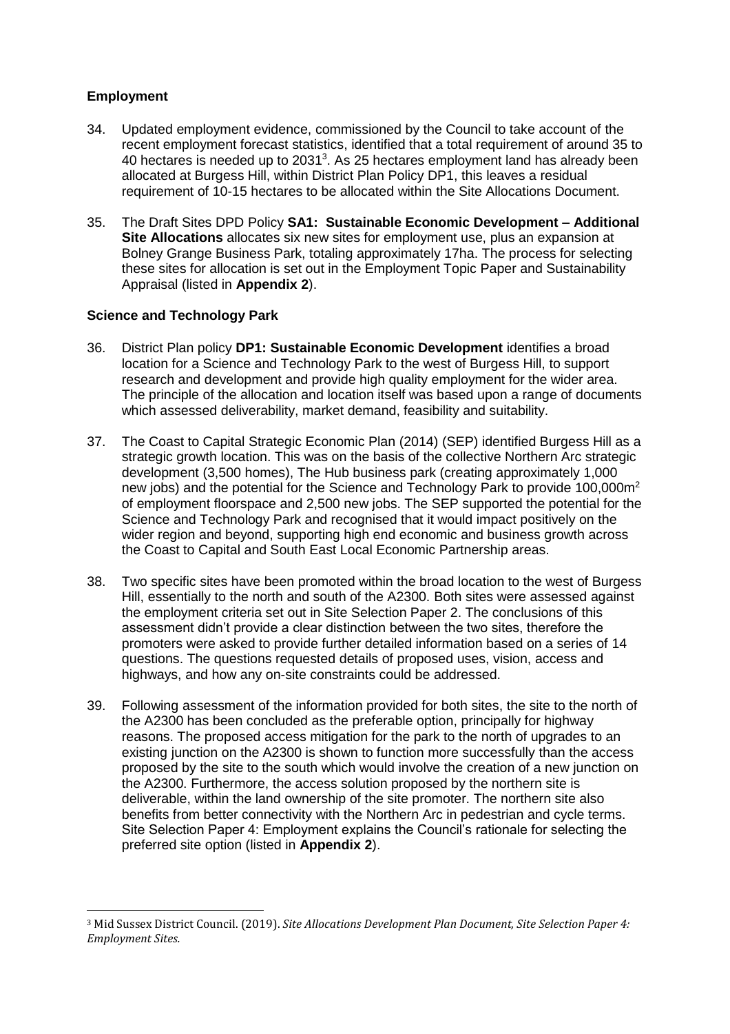## Employment

34. Updated employment evidence, commissioned by the Council to take account of the recent employment forecast statistics, identified that a total requirement of around 35 to 40 hectares is needed up to 2031[3]. As 25 hectares employment land has already been allocated at Burgess Hill, within District Plan Policy DP1, this leaves a residual requirement of 10-15 hectares to be allocated within the Site Allocations Document.

35. The Draft Sites DPD Policy **SA1: Sustainable Economic Development – Additional Site Allocations** allocates six new sites for employment use, plus an expansion at Bolney Grange Business Park, totaling approximately 17ha. The process for selecting these sites for allocation is set out in the Employment Topic Paper and Sustainability Appraisal (listed in **Appendix 2**).

## Science and Technology Park

36. District Plan policy **DP1: Sustainable Economic Development** identifies a broad location for a Science and Technology Park to the west of Burgess Hill, to support research and development and provide high quality employment for the wider area. The principle of the allocation and location itself was based upon a range of documents which assessed deliverability, market demand, feasibility and suitability.

37. The Coast to Capital Strategic Economic Plan (2014) (SEP) identified Burgess Hill as a strategic growth location. This was on the basis of the collective Northern Arc strategic development (3,500 homes), The Hub business park (creating approximately 1,000 new jobs) and the potential for the Science and Technology Park to provide 100,000m$^2$ of employment floorspace and 2,500 new jobs. The SEP supported the potential for the Science and Technology Park and recognised that it would impact positively on the wider region and beyond, supporting high end economic and business growth across the Coast to Capital and South East Local Economic Partnership areas.

38. Two specific sites have been promoted within the broad location to the west of Burgess Hill, essentially to the north and south of the A2300. Both sites were assessed against the employment criteria set out in Site Selection Paper 2. The conclusions of this assessment didn't provide a clear distinction between the two sites, therefore the promoters were asked to provide further detailed information based on a series of 14 questions. The questions requested details of proposed uses, vision, access and highways, and how any on-site constraints could be addressed.

39. Following assessment of the information provided for both sites, the site to the north of the A2300 has been concluded as the preferable option, principally for highway reasons. The proposed access mitigation for the park to the north of upgrades to an existing junction on the A2300 is shown to function more successfully than the access proposed by the site to the south which would involve the creation of a new junction on the A2300. Furthermore, the access solution proposed by the northern site is deliverable, within the land ownership of the site promoter. The northern site also benefits from better connectivity with the Northern Arc in pedestrian and cycle terms. Site Selection Paper 4: Employment explains the Council's rationale for selecting the preferred site option (listed in **Appendix 2**).

---

[3] Mid Sussex District Council. (2019). *Site Allocations Development Plan Document, Site Selection Paper 4: Employment Sites.*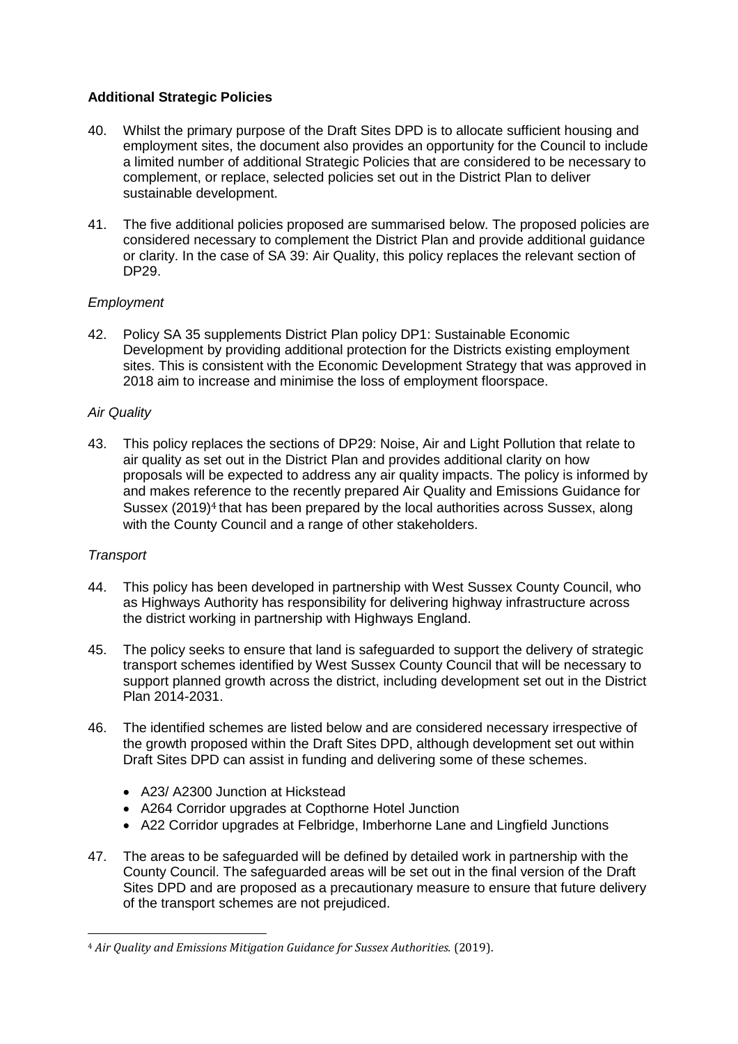### Additional Strategic Policies

40. Whilst the primary purpose of the Draft Sites DPD is to allocate sufficient housing and employment sites, the document also provides an opportunity for the Council to include a limited number of additional Strategic Policies that are considered to be necessary to complement, or replace, selected policies set out in the District Plan to deliver sustainable development.

41. The five additional policies proposed are summarised below. The proposed policies are considered necessary to complement the District Plan and provide additional guidance or clarity. In the case of SA 39: Air Quality, this policy replaces the relevant section of DP29.

*Employment*

42. Policy SA 35 supplements District Plan policy DP1: Sustainable Economic Development by providing additional protection for the Districts existing employment sites. This is consistent with the Economic Development Strategy that was approved in 2018 aim to increase and minimise the loss of employment floorspace.

*Air Quality*

43. This policy replaces the sections of DP29: Noise, Air and Light Pollution that relate to air quality as set out in the District Plan and provides additional clarity on how proposals will be expected to address any air quality impacts. The policy is informed by and makes reference to the recently prepared Air Quality and Emissions Guidance for Sussex (2019)[4] that has been prepared by the local authorities across Sussex, along with the County Council and a range of other stakeholders.

*Transport*

44. This policy has been developed in partnership with West Sussex County Council, who as Highways Authority has responsibility for delivering highway infrastructure across the district working in partnership with Highways England.

45. The policy seeks to ensure that land is safeguarded to support the delivery of strategic transport schemes identified by West Sussex County Council that will be necessary to support planned growth across the district, including development set out in the District Plan 2014-2031.

46. The identified schemes are listed below and are considered necessary irrespective of the growth proposed within the Draft Sites DPD, although development set out within Draft Sites DPD can assist in funding and delivering some of these schemes.

    - A23/ A2300 Junction at Hickstead
    - A264 Corridor upgrades at Copthorne Hotel Junction
    - A22 Corridor upgrades at Felbridge, Imberhorne Lane and Lingfield Junctions

47. The areas to be safeguarded will be defined by detailed work in partnership with the County Council. The safeguarded areas will be set out in the final version of the Draft Sites DPD and are proposed as a precautionary measure to ensure that future delivery of the transport schemes are not prejudiced.

---

[4] *Air Quality and Emissions Mitigation Guidance for Sussex Authorities.* (2019).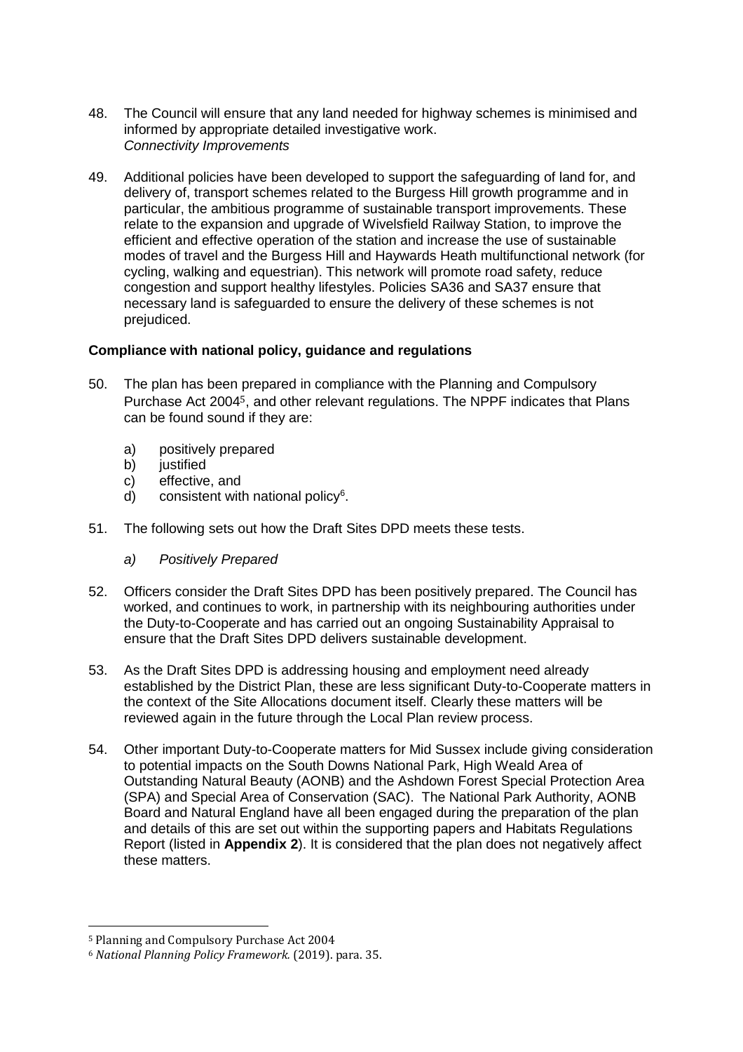48. The Council will ensure that any land needed for highway schemes is minimised and informed by appropriate detailed investigative work.

*Connectivity Improvements*

49. Additional policies have been developed to support the safeguarding of land for, and delivery of, transport schemes related to the Burgess Hill growth programme and in particular, the ambitious programme of sustainable transport improvements. These relate to the expansion and upgrade of Wivelsfield Railway Station, to improve the efficient and effective operation of the station and increase the use of sustainable modes of travel and the Burgess Hill and Haywards Heath multifunctional network (for cycling, walking and equestrian). This network will promote road safety, reduce congestion and support healthy lifestyles. Policies SA36 and SA37 ensure that necessary land is safeguarded to ensure the delivery of these schemes is not prejudiced.

**Compliance with national policy, guidance and regulations**

50. The plan has been prepared in compliance with the Planning and Compulsory Purchase Act 2004[5], and other relevant regulations. The NPPF indicates that Plans can be found sound if they are:

    a) positively prepared
    b) justified
    c) effective, and
    d) consistent with national policy[6].

51. The following sets out how the Draft Sites DPD meets these tests.

    *a) Positively Prepared*

52. Officers consider the Draft Sites DPD has been positively prepared. The Council has worked, and continues to work, in partnership with its neighbouring authorities under the Duty-to-Cooperate and has carried out an ongoing Sustainability Appraisal to ensure that the Draft Sites DPD delivers sustainable development.

53. As the Draft Sites DPD is addressing housing and employment need already established by the District Plan, these are less significant Duty-to-Cooperate matters in the context of the Site Allocations document itself. Clearly these matters will be reviewed again in the future through the Local Plan review process.

54. Other important Duty-to-Cooperate matters for Mid Sussex include giving consideration to potential impacts on the South Downs National Park, High Weald Area of Outstanding Natural Beauty (AONB) and the Ashdown Forest Special Protection Area (SPA) and Special Area of Conservation (SAC). The National Park Authority, AONB Board and Natural England have all been engaged during the preparation of the plan and details of this are set out within the supporting papers and Habitats Regulations Report (listed in **Appendix 2**). It is considered that the plan does not negatively affect these matters.

---

[5] Planning and Compulsory Purchase Act 2004

[6] *National Planning Policy Framework.* (2019). para. 35.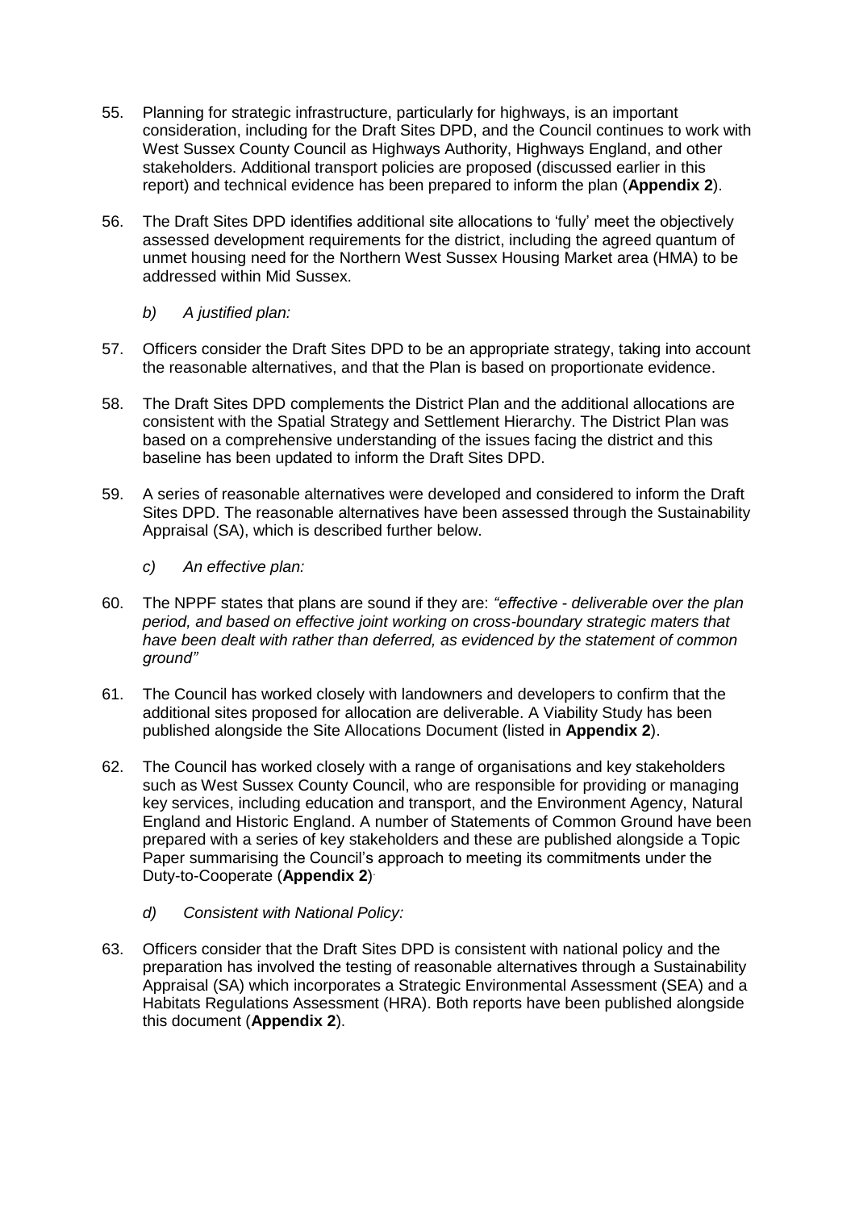55. Planning for strategic infrastructure, particularly for highways, is an important consideration, including for the Draft Sites DPD, and the Council continues to work with West Sussex County Council as Highways Authority, Highways England, and other stakeholders. Additional transport policies are proposed (discussed earlier in this report) and technical evidence has been prepared to inform the plan (**Appendix 2**).

56. The Draft Sites DPD identifies additional site allocations to 'fully' meet the objectively assessed development requirements for the district, including the agreed quantum of unmet housing need for the Northern West Sussex Housing Market area (HMA) to be addressed within Mid Sussex.

   *b) A justified plan:*

57. Officers consider the Draft Sites DPD to be an appropriate strategy, taking into account the reasonable alternatives, and that the Plan is based on proportionate evidence.

58. The Draft Sites DPD complements the District Plan and the additional allocations are consistent with the Spatial Strategy and Settlement Hierarchy. The District Plan was based on a comprehensive understanding of the issues facing the district and this baseline has been updated to inform the Draft Sites DPD.

59. A series of reasonable alternatives were developed and considered to inform the Draft Sites DPD. The reasonable alternatives have been assessed through the Sustainability Appraisal (SA), which is described further below.

   *c) An effective plan:*

60. The NPPF states that plans are sound if they are: *"effective - deliverable over the plan period, and based on effective joint working on cross-boundary strategic maters that have been dealt with rather than deferred, as evidenced by the statement of common ground"*

61. The Council has worked closely with landowners and developers to confirm that the additional sites proposed for allocation are deliverable. A Viability Study has been published alongside the Site Allocations Document (listed in **Appendix 2**).

62. The Council has worked closely with a range of organisations and key stakeholders such as West Sussex County Council, who are responsible for providing or managing key services, including education and transport, and the Environment Agency, Natural England and Historic England. A number of Statements of Common Ground have been prepared with a series of key stakeholders and these are published alongside a Topic Paper summarising the Council's approach to meeting its commitments under the Duty-to-Cooperate (**Appendix 2**).

   *d) Consistent with National Policy:*

63. Officers consider that the Draft Sites DPD is consistent with national policy and the preparation has involved the testing of reasonable alternatives through a Sustainability Appraisal (SA) which incorporates a Strategic Environmental Assessment (SEA) and a Habitats Regulations Assessment (HRA). Both reports have been published alongside this document (**Appendix 2**).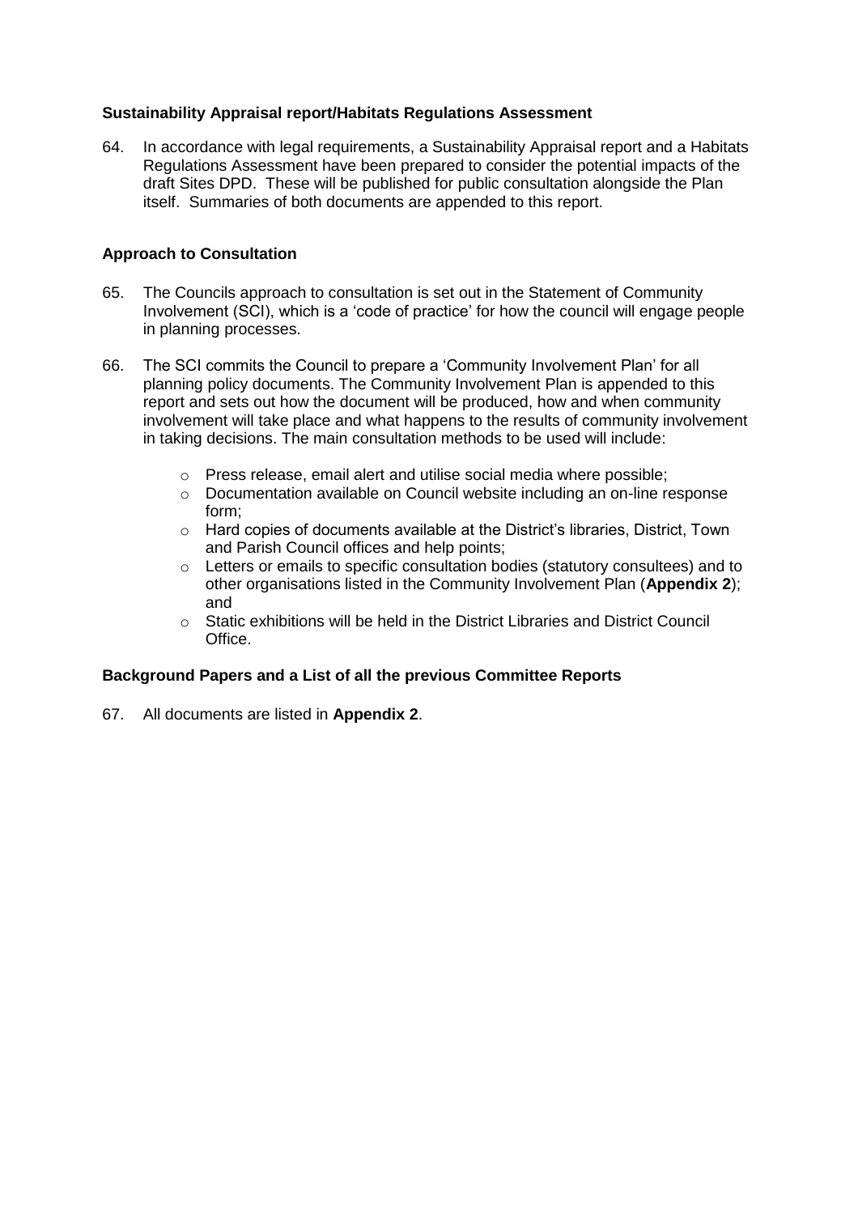**Sustainability Appraisal report/Habitats Regulations Assessment**

64. In accordance with legal requirements, a Sustainability Appraisal report and a Habitats Regulations Assessment have been prepared to consider the potential impacts of the draft Sites DPD. These will be published for public consultation alongside the Plan itself. Summaries of both documents are appended to this report.

**Approach to Consultation**

65. The Councils approach to consultation is set out in the Statement of Community Involvement (SCI), which is a 'code of practice' for how the council will engage people in planning processes.

66. The SCI commits the Council to prepare a 'Community Involvement Plan' for all planning policy documents. The Community Involvement Plan is appended to this report and sets out how the document will be produced, how and when community involvement will take place and what happens to the results of community involvement in taking decisions. The main consultation methods to be used will include:

   - Press release, email alert and utilise social media where possible;
   - Documentation available on Council website including an on-line response form;
   - Hard copies of documents available at the District's libraries, District, Town and Parish Council offices and help points;
   - Letters or emails to specific consultation bodies (statutory consultees) and to other organisations listed in the Community Involvement Plan (**Appendix 2**); and
   - Static exhibitions will be held in the District Libraries and District Council Office.

**Background Papers and a List of all the previous Committee Reports**

67. All documents are listed in **Appendix 2**.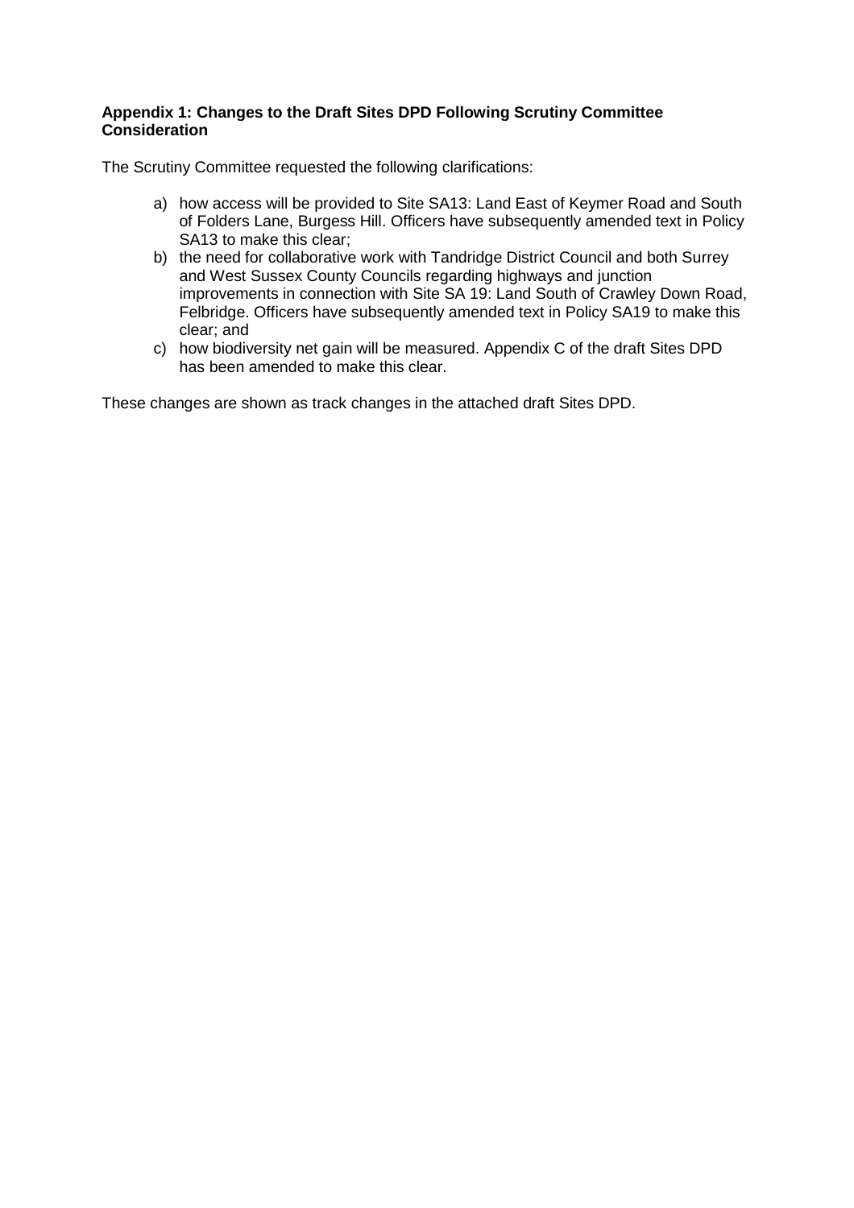**Appendix 1: Changes to the Draft Sites DPD Following Scrutiny Committee Consideration**

The Scrutiny Committee requested the following clarifications:

a) how access will be provided to Site SA13: Land East of Keymer Road and South of Folders Lane, Burgess Hill. Officers have subsequently amended text in Policy SA13 to make this clear;
b) the need for collaborative work with Tandridge District Council and both Surrey and West Sussex County Councils regarding highways and junction improvements in connection with Site SA 19: Land South of Crawley Down Road, Felbridge. Officers have subsequently amended text in Policy SA19 to make this clear; and
c) how biodiversity net gain will be measured. Appendix C of the draft Sites DPD has been amended to make this clear.

These changes are shown as track changes in the attached draft Sites DPD.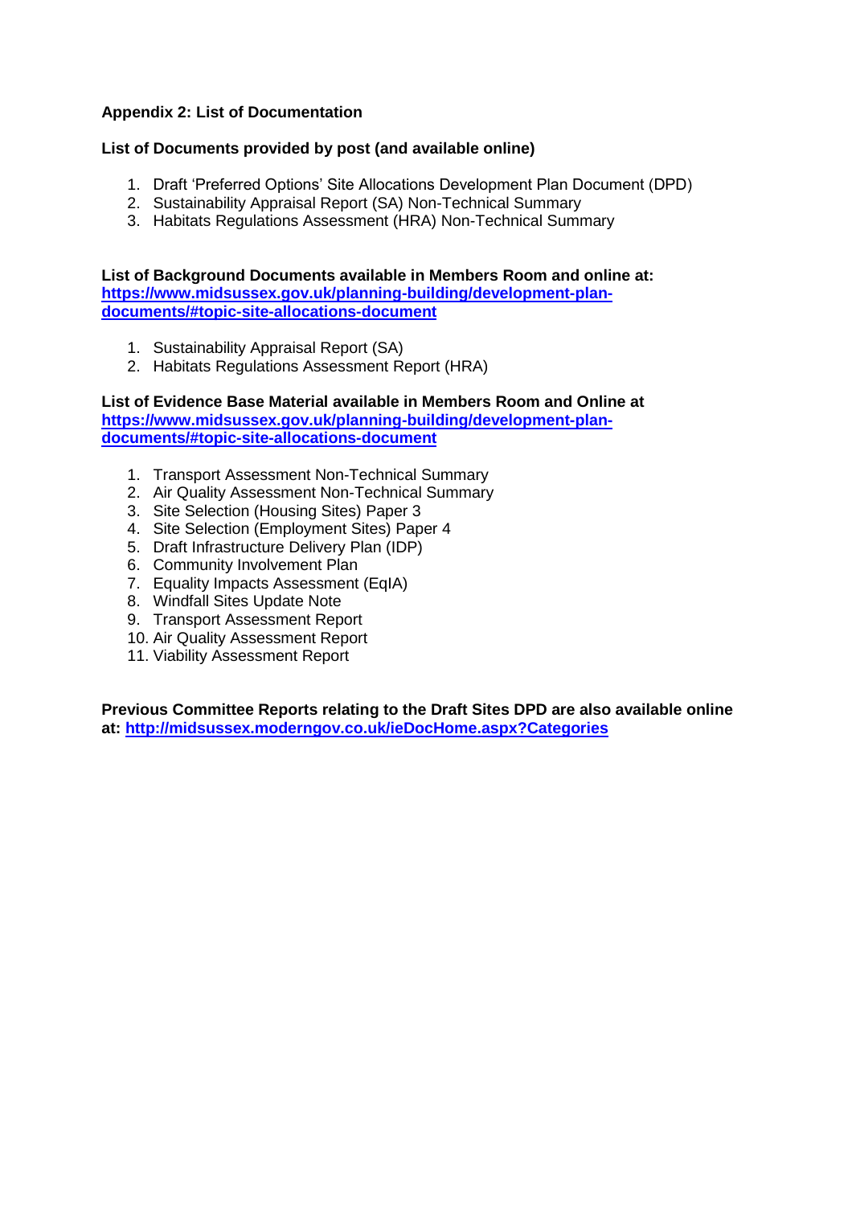**Appendix 2: List of Documentation**

**List of Documents provided by post (and available online)**

1. Draft 'Preferred Options' Site Allocations Development Plan Document (DPD)
2. Sustainability Appraisal Report (SA) Non-Technical Summary
3. Habitats Regulations Assessment (HRA) Non-Technical Summary

**List of Background Documents available in Members Room and online at: https://www.midsussex.gov.uk/planning-building/development-plan-documents/#topic-site-allocations-document**

1. Sustainability Appraisal Report (SA)
2. Habitats Regulations Assessment Report (HRA)

**List of Evidence Base Material available in Members Room and Online at https://www.midsussex.gov.uk/planning-building/development-plan-documents/#topic-site-allocations-document**

1. Transport Assessment Non-Technical Summary
2. Air Quality Assessment Non-Technical Summary
3. Site Selection (Housing Sites) Paper 3
4. Site Selection (Employment Sites) Paper 4
5. Draft Infrastructure Delivery Plan (IDP)
6. Community Involvement Plan
7. Equality Impacts Assessment (EqIA)
8. Windfall Sites Update Note
9. Transport Assessment Report
10. Air Quality Assessment Report
11. Viability Assessment Report

**Previous Committee Reports relating to the Draft Sites DPD are also available online at: http://midsussex.moderngov.co.uk/ieDocHome.aspx?Categories**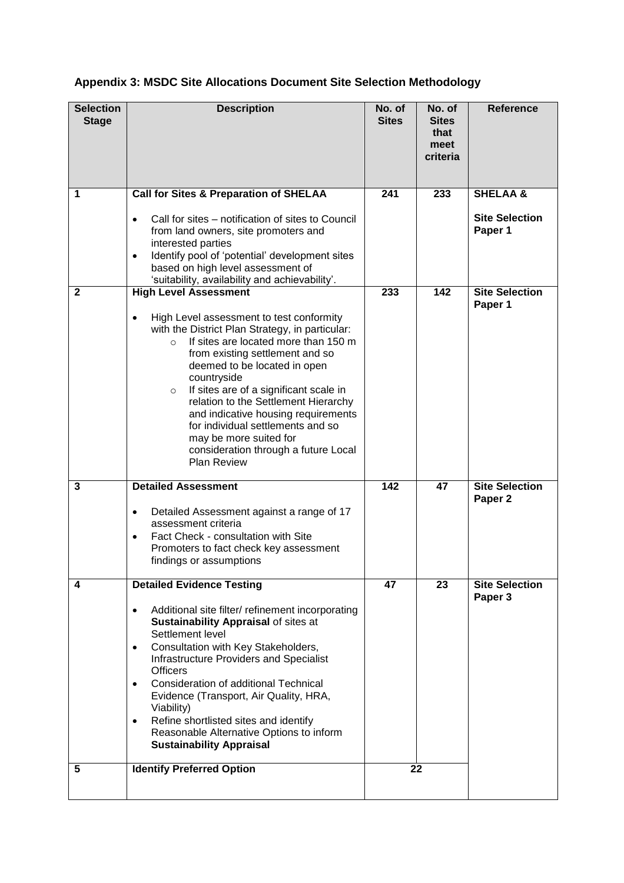## Appendix 3: MSDC Site Allocations Document Site Selection Methodology

| Selection Stage | Description | No. of Sites | No. of Sites that meet criteria | Reference |
|---|---|---|---|---|
| 1 | **Call for Sites & Preparation of SHELAA**<br>• Call for sites – notification of sites to Council from land owners, site promoters and interested parties<br>• Identify pool of 'potential' development sites based on high level assessment of 'suitability, availability and achievability'. | 241 | 233 | **SHELAA &**<br>**Site Selection Paper 1** |
| 2 | **High Level Assessment**<br>• High Level assessment to test conformity with the District Plan Strategy, in particular:<br>&nbsp;&nbsp;&nbsp;&nbsp;○ If sites are located more than 150 m from existing settlement and so deemed to be located in open countryside<br>&nbsp;&nbsp;&nbsp;&nbsp;○ If sites are of a significant scale in relation to the Settlement Hierarchy and indicative housing requirements for individual settlements and so may be more suited for consideration through a future Local Plan Review | 233 | 142 | **Site Selection Paper 1** |
| 3 | **Detailed Assessment**<br>• Detailed Assessment against a range of 17 assessment criteria<br>• Fact Check - consultation with Site Promoters to fact check key assessment findings or assumptions | 142 | 47 | **Site Selection Paper 2** |
| 4 | **Detailed Evidence Testing**<br>• Additional site filter/ refinement incorporating **Sustainability Appraisal** of sites at Settlement level<br>• Consultation with Key Stakeholders, Infrastructure Providers and Specialist Officers<br>• Consideration of additional Technical Evidence (Transport, Air Quality, HRA, Viability)<br>• Refine shortlisted sites and identify Reasonable Alternative Options to inform **Sustainability Appraisal** | 47 | 23 | **Site Selection Paper 3** |
| 5 | **Identify Preferred Option** | 22 | | |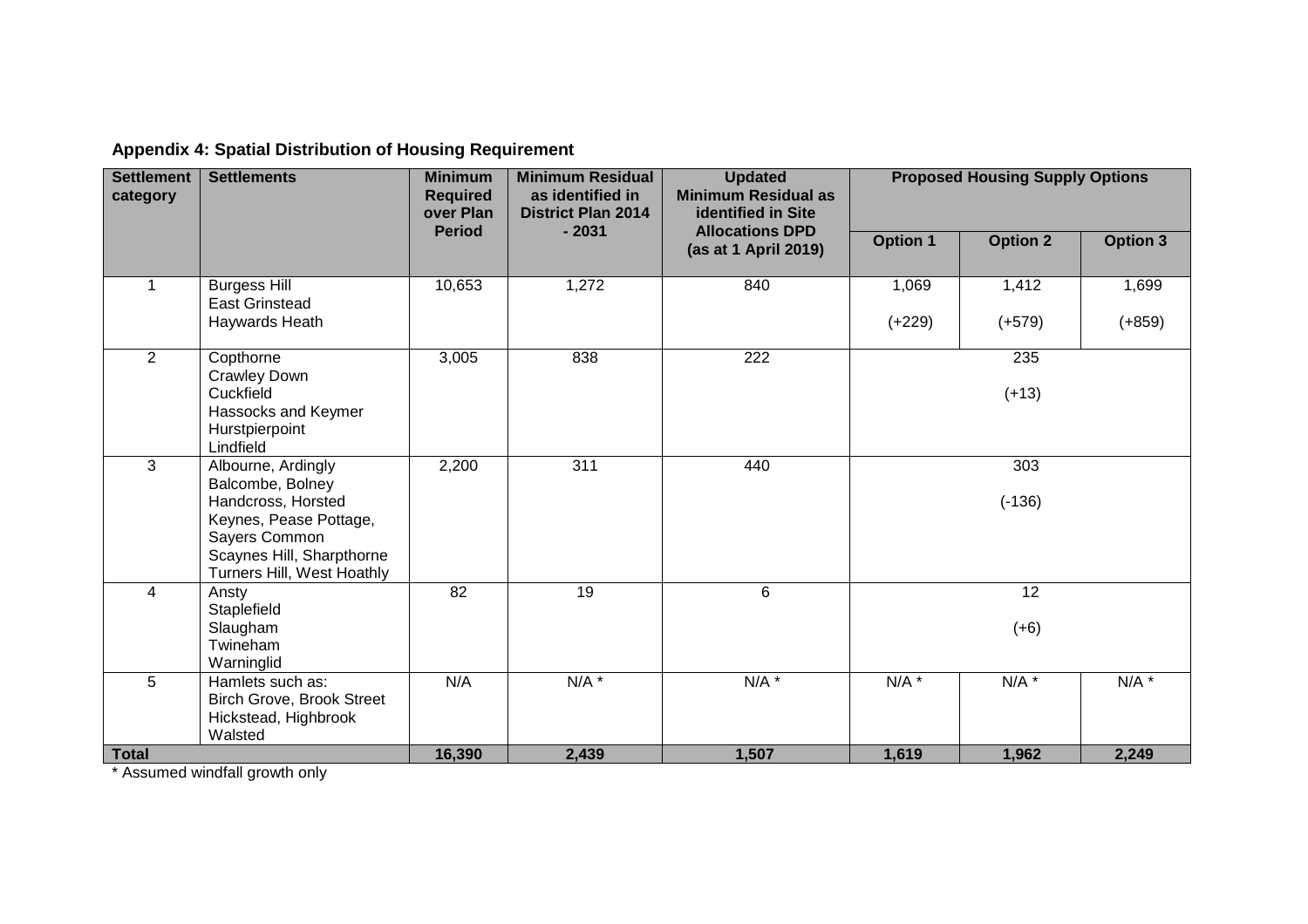## Appendix 4: Spatial Distribution of Housing Requirement

| Settlement category | Settlements | Minimum Required over Plan Period | Minimum Residual as identified in District Plan 2014 - 2031 | Updated Minimum Residual as identified in Site Allocations DPD (as at 1 April 2019) | Proposed Housing Supply Options | | |
|---|---|---|---|---|---|---|---|
| | | | | | Option 1 | Option 2 | Option 3 |
| 1 | Burgess Hill<br>East Grinstead<br>Haywards Heath | 10,653 | 1,272 | 840 | 1,069<br>(+229) | 1,412<br>(+579) | 1,699<br>(+859) |
| 2 | Copthorne<br>Crawley Down<br>Cuckfield<br>Hassocks and Keymer<br>Hurstpierpoint<br>Lindfield | 3,005 | 838 | 222 | 235<br>(+13) | | |
| 3 | Albourne, Ardingly<br>Balcombe, Bolney<br>Handcross, Horsted Keynes, Pease Pottage,<br>Sayers Common<br>Scaynes Hill, Sharpthorne<br>Turners Hill, West Hoathly | 2,200 | 311 | 440 | 303<br>(-136) | | |
| 4 | Ansty<br>Staplefield<br>Slaugham<br>Twineham<br>Warninglid | 82 | 19 | 6 | 12<br>(+6) | | |
| 5 | Hamlets such as:<br>Birch Grove, Brook Street<br>Hickstead, Highbrook<br>Walsted | N/A | N/A * | N/A * | N/A * | N/A * | N/A * |
| **Total** | | **16,390** | **2,439** | **1,507** | **1,619** | **1,962** | **2,249** |

* Assumed windfall growth only